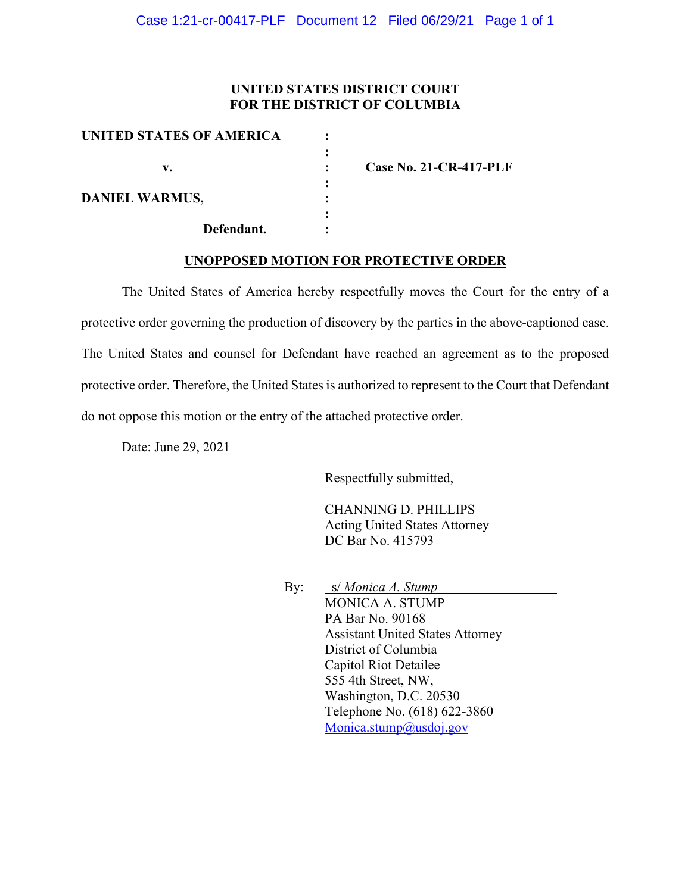**UNITED STATES DISTRICT COURT**
**FOR THE DISTRICT OF COLUMBIA**

| | | |
|---|---|---|
| **UNITED STATES OF AMERICA** | : | |
| | : | |
| **v.** | : | **Case No. 21-CR-417-PLF** |
| | : | |
| **DANIEL WARMUS,** | : | |
| | : | |
| **Defendant.** | : | |

**UNOPPOSED MOTION FOR PROTECTIVE ORDER**

The United States of America hereby respectfully moves the Court for the entry of a protective order governing the production of discovery by the parties in the above-captioned case. The United States and counsel for Defendant have reached an agreement as to the proposed protective order. Therefore, the United States is authorized to represent to the Court that Defendant do not oppose this motion or the entry of the attached protective order.

Date: June 29, 2021

Respectfully submitted,

CHANNING D. PHILLIPS
Acting United States Attorney
DC Bar No. 415793

By: s/ *Monica A. Stump*
MONICA A. STUMP
PA Bar No. 90168
Assistant United States Attorney
District of Columbia
Capitol Riot Detailee
555 4th Street, NW,
Washington, D.C. 20530
Telephone No. (618) 622-3860
Monica.stump@usdoj.gov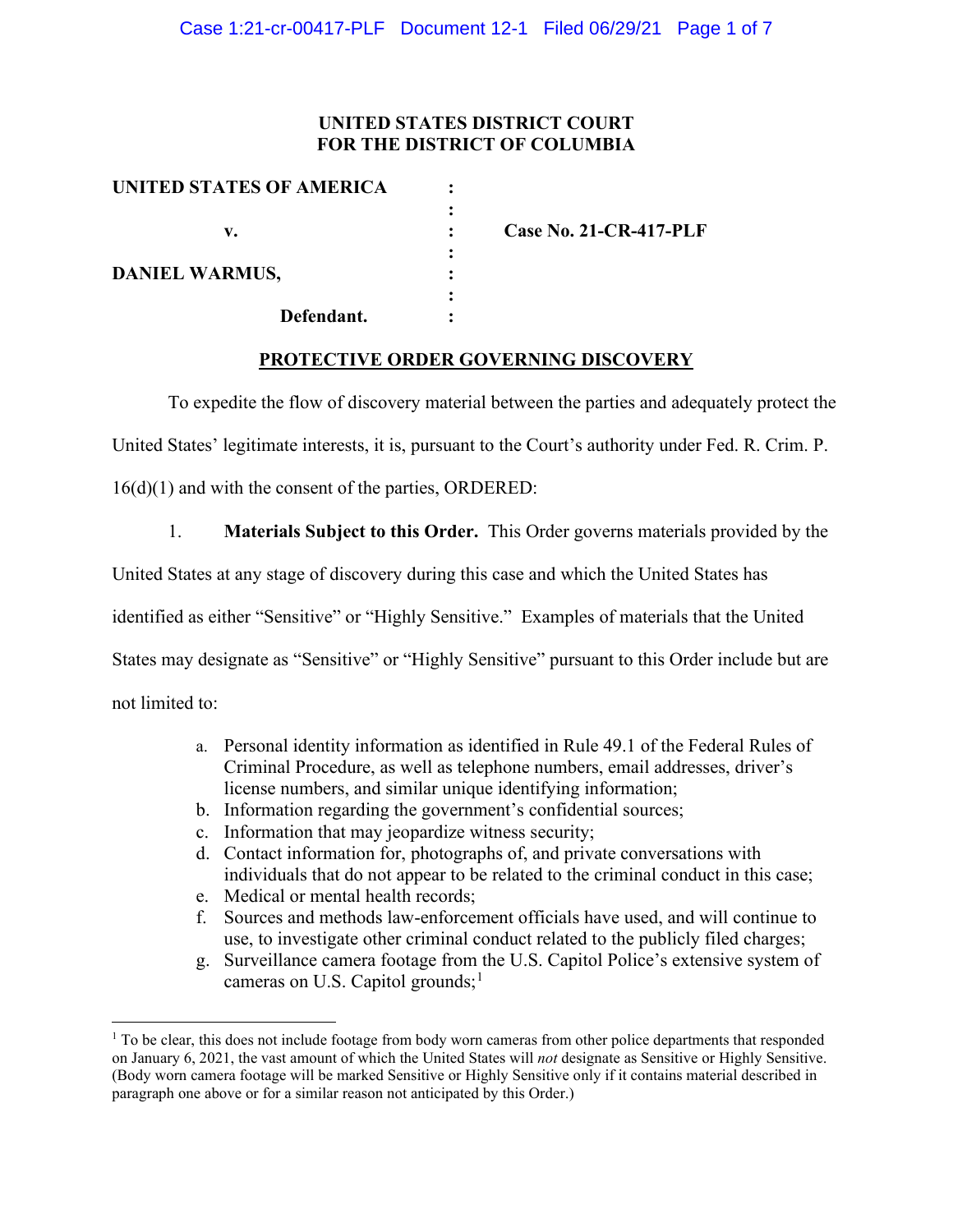**UNITED STATES DISTRICT COURT**
**FOR THE DISTRICT OF COLUMBIA**

| | | |
|---|---|---|
| **UNITED STATES OF AMERICA** | : | |
| | : | |
| **v.** | : | **Case No. 21-CR-417-PLF** |
| | : | |
| **DANIEL WARMUS,** | : | |
| | : | |
| **Defendant.** | : | |

**PROTECTIVE ORDER GOVERNING DISCOVERY**

To expedite the flow of discovery material between the parties and adequately protect the United States' legitimate interests, it is, pursuant to the Court's authority under Fed. R. Crim. P. 16(d)(1) and with the consent of the parties, ORDERED:

1. **Materials Subject to this Order.** This Order governs materials provided by the United States at any stage of discovery during this case and which the United States has identified as either "Sensitive" or "Highly Sensitive." Examples of materials that the United States may designate as "Sensitive" or "Highly Sensitive" pursuant to this Order include but are not limited to:

   a. Personal identity information as identified in Rule 49.1 of the Federal Rules of Criminal Procedure, as well as telephone numbers, email addresses, driver's license numbers, and similar unique identifying information;
   b. Information regarding the government's confidential sources;
   c. Information that may jeopardize witness security;
   d. Contact information for, photographs of, and private conversations with individuals that do not appear to be related to the criminal conduct in this case;
   e. Medical or mental health records;
   f. Sources and methods law-enforcement officials have used, and will continue to use, to investigate other criminal conduct related to the publicly filed charges;
   g. Surveillance camera footage from the U.S. Capitol Police's extensive system of cameras on U.S. Capitol grounds;[1]

[1] To be clear, this does not include footage from body worn cameras from other police departments that responded on January 6, 2021, the vast amount of which the United States will *not* designate as Sensitive or Highly Sensitive. (Body worn camera footage will be marked Sensitive or Highly Sensitive only if it contains material described in paragraph one above or for a similar reason not anticipated by this Order.)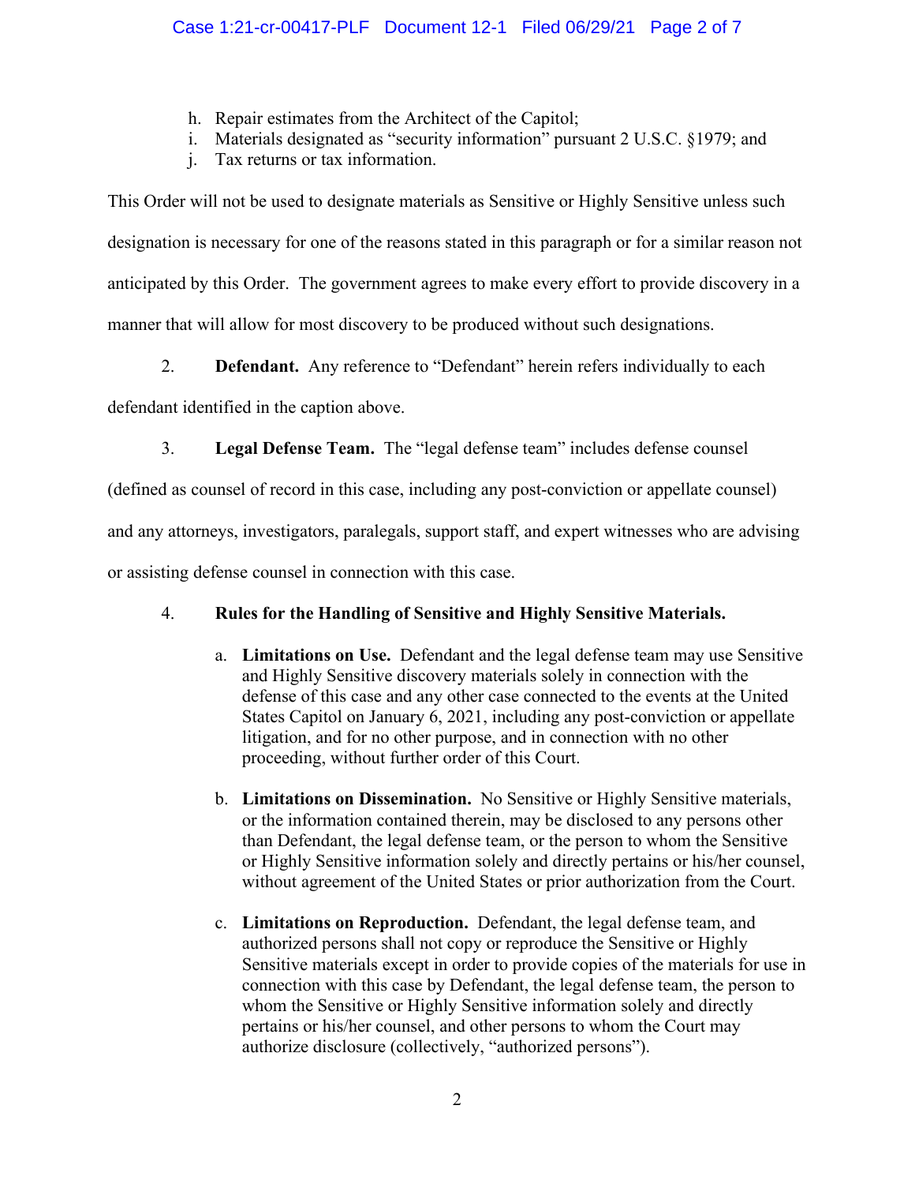h. Repair estimates from the Architect of the Capitol;
i. Materials designated as "security information" pursuant 2 U.S.C. §1979; and
j. Tax returns or tax information.

This Order will not be used to designate materials as Sensitive or Highly Sensitive unless such designation is necessary for one of the reasons stated in this paragraph or for a similar reason not anticipated by this Order. The government agrees to make every effort to provide discovery in a manner that will allow for most discovery to be produced without such designations.

2. **Defendant.** Any reference to "Defendant" herein refers individually to each defendant identified in the caption above.

3. **Legal Defense Team.** The "legal defense team" includes defense counsel (defined as counsel of record in this case, including any post-conviction or appellate counsel) and any attorneys, investigators, paralegals, support staff, and expert witnesses who are advising or assisting defense counsel in connection with this case.

4. **Rules for the Handling of Sensitive and Highly Sensitive Materials.**

   a. **Limitations on Use.** Defendant and the legal defense team may use Sensitive and Highly Sensitive discovery materials solely in connection with the defense of this case and any other case connected to the events at the United States Capitol on January 6, 2021, including any post-conviction or appellate litigation, and for no other purpose, and in connection with no other proceeding, without further order of this Court.

   b. **Limitations on Dissemination.** No Sensitive or Highly Sensitive materials, or the information contained therein, may be disclosed to any persons other than Defendant, the legal defense team, or the person to whom the Sensitive or Highly Sensitive information solely and directly pertains or his/her counsel, without agreement of the United States or prior authorization from the Court.

   c. **Limitations on Reproduction.** Defendant, the legal defense team, and authorized persons shall not copy or reproduce the Sensitive or Highly Sensitive materials except in order to provide copies of the materials for use in connection with this case by Defendant, the legal defense team, the person to whom the Sensitive or Highly Sensitive information solely and directly pertains or his/her counsel, and other persons to whom the Court may authorize disclosure (collectively, "authorized persons").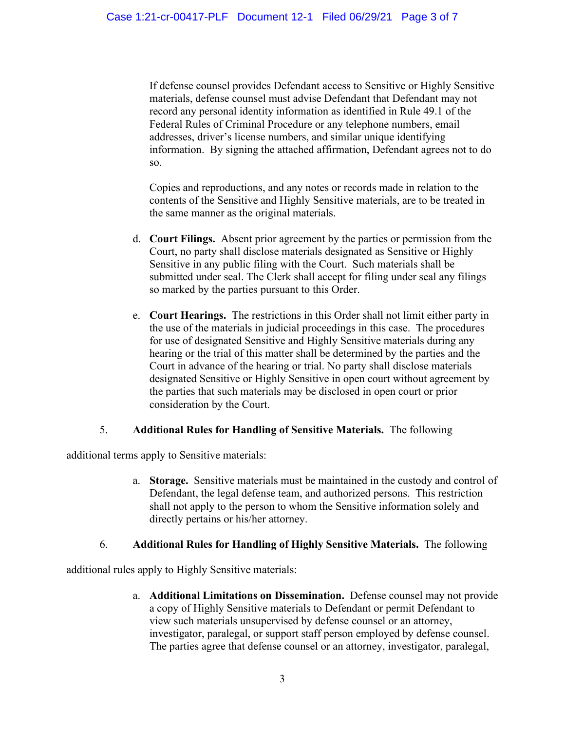If defense counsel provides Defendant access to Sensitive or Highly Sensitive materials, defense counsel must advise Defendant that Defendant may not record any personal identity information as identified in Rule 49.1 of the Federal Rules of Criminal Procedure or any telephone numbers, email addresses, driver's license numbers, and similar unique identifying information. By signing the attached affirmation, Defendant agrees not to do so.

Copies and reproductions, and any notes or records made in relation to the contents of the Sensitive and Highly Sensitive materials, are to be treated in the same manner as the original materials.

d. **Court Filings.** Absent prior agreement by the parties or permission from the Court, no party shall disclose materials designated as Sensitive or Highly Sensitive in any public filing with the Court. Such materials shall be submitted under seal. The Clerk shall accept for filing under seal any filings so marked by the parties pursuant to this Order.

e. **Court Hearings.** The restrictions in this Order shall not limit either party in the use of the materials in judicial proceedings in this case. The procedures for use of designated Sensitive and Highly Sensitive materials during any hearing or the trial of this matter shall be determined by the parties and the Court in advance of the hearing or trial. No party shall disclose materials designated Sensitive or Highly Sensitive in open court without agreement by the parties that such materials may be disclosed in open court or prior consideration by the Court.

5. **Additional Rules for Handling of Sensitive Materials.** The following additional terms apply to Sensitive materials:

a. **Storage.** Sensitive materials must be maintained in the custody and control of Defendant, the legal defense team, and authorized persons. This restriction shall not apply to the person to whom the Sensitive information solely and directly pertains or his/her attorney.

6. **Additional Rules for Handling of Highly Sensitive Materials.** The following additional rules apply to Highly Sensitive materials:

a. **Additional Limitations on Dissemination.** Defense counsel may not provide a copy of Highly Sensitive materials to Defendant or permit Defendant to view such materials unsupervised by defense counsel or an attorney, investigator, paralegal, or support staff person employed by defense counsel. The parties agree that defense counsel or an attorney, investigator, paralegal,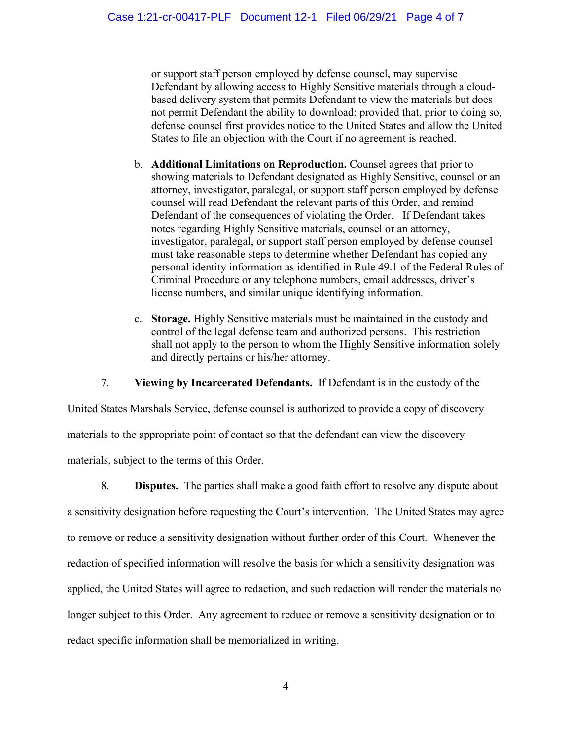or support staff person employed by defense counsel, may supervise Defendant by allowing access to Highly Sensitive materials through a cloud-based delivery system that permits Defendant to view the materials but does not permit Defendant the ability to download; provided that, prior to doing so, defense counsel first provides notice to the United States and allow the United States to file an objection with the Court if no agreement is reached.

b. **Additional Limitations on Reproduction.** Counsel agrees that prior to showing materials to Defendant designated as Highly Sensitive, counsel or an attorney, investigator, paralegal, or support staff person employed by defense counsel will read Defendant the relevant parts of this Order, and remind Defendant of the consequences of violating the Order. If Defendant takes notes regarding Highly Sensitive materials, counsel or an attorney, investigator, paralegal, or support staff person employed by defense counsel must take reasonable steps to determine whether Defendant has copied any personal identity information as identified in Rule 49.1 of the Federal Rules of Criminal Procedure or any telephone numbers, email addresses, driver's license numbers, and similar unique identifying information.

c. **Storage.** Highly Sensitive materials must be maintained in the custody and control of the legal defense team and authorized persons. This restriction shall not apply to the person to whom the Highly Sensitive information solely and directly pertains or his/her attorney.

7. **Viewing by Incarcerated Defendants.** If Defendant is in the custody of the United States Marshals Service, defense counsel is authorized to provide a copy of discovery materials to the appropriate point of contact so that the defendant can view the discovery materials, subject to the terms of this Order.

8. **Disputes.** The parties shall make a good faith effort to resolve any dispute about a sensitivity designation before requesting the Court's intervention. The United States may agree to remove or reduce a sensitivity designation without further order of this Court. Whenever the redaction of specified information will resolve the basis for which a sensitivity designation was applied, the United States will agree to redaction, and such redaction will render the materials no longer subject to this Order. Any agreement to reduce or remove a sensitivity designation or to redact specific information shall be memorialized in writing.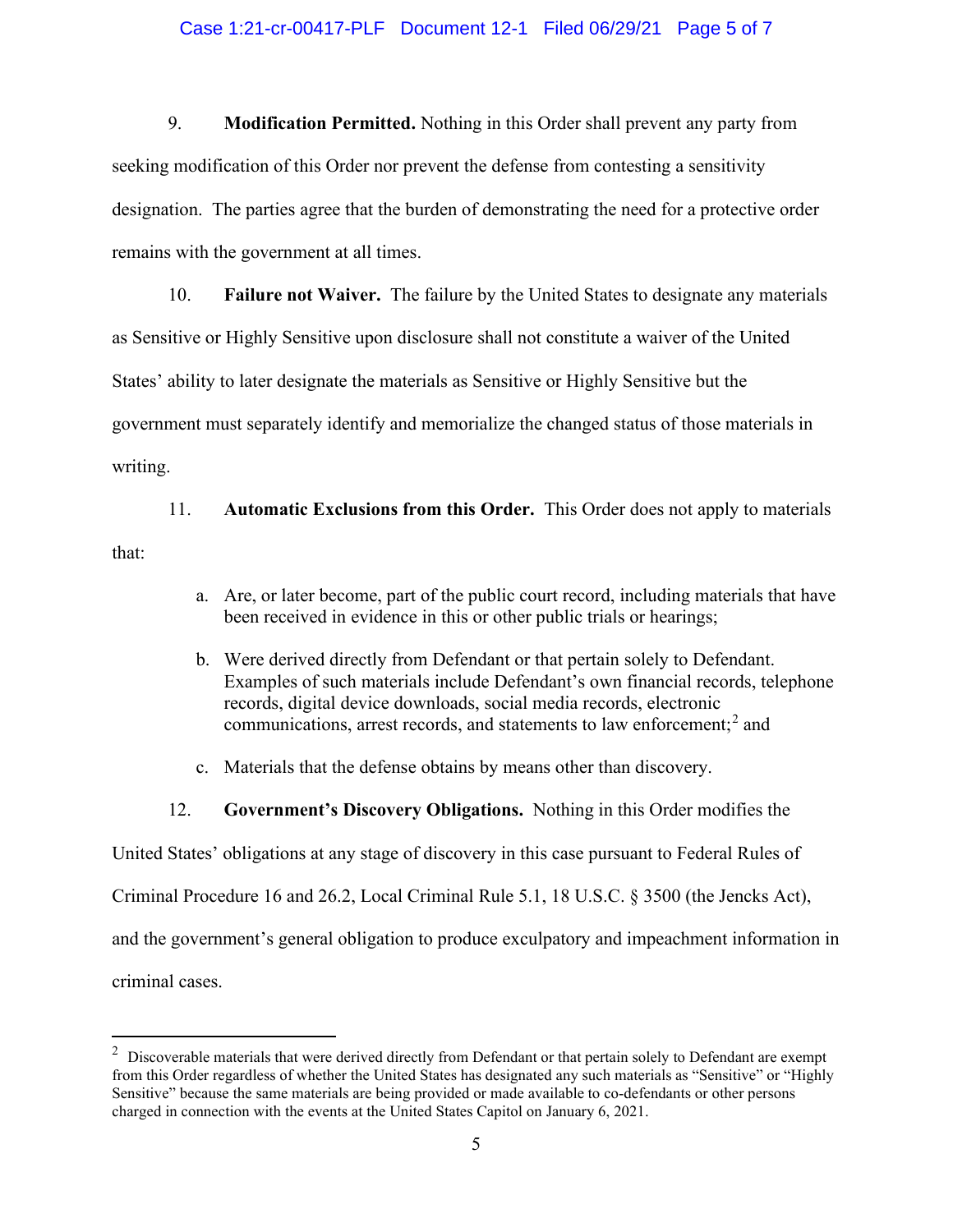9. **Modification Permitted.** Nothing in this Order shall prevent any party from seeking modification of this Order nor prevent the defense from contesting a sensitivity designation. The parties agree that the burden of demonstrating the need for a protective order remains with the government at all times.

10. **Failure not Waiver.** The failure by the United States to designate any materials as Sensitive or Highly Sensitive upon disclosure shall not constitute a waiver of the United States' ability to later designate the materials as Sensitive or Highly Sensitive but the government must separately identify and memorialize the changed status of those materials in writing.

11. **Automatic Exclusions from this Order.** This Order does not apply to materials that:

   a. Are, or later become, part of the public court record, including materials that have been received in evidence in this or other public trials or hearings;

   b. Were derived directly from Defendant or that pertain solely to Defendant. Examples of such materials include Defendant's own financial records, telephone records, digital device downloads, social media records, electronic communications, arrest records, and statements to law enforcement;[2] and

   c. Materials that the defense obtains by means other than discovery.

12. **Government's Discovery Obligations.** Nothing in this Order modifies the United States' obligations at any stage of discovery in this case pursuant to Federal Rules of Criminal Procedure 16 and 26.2, Local Criminal Rule 5.1, 18 U.S.C. § 3500 (the Jencks Act), and the government's general obligation to produce exculpatory and impeachment information in criminal cases.

---

[2] Discoverable materials that were derived directly from Defendant or that pertain solely to Defendant are exempt from this Order regardless of whether the United States has designated any such materials as "Sensitive" or "Highly Sensitive" because the same materials are being provided or made available to co-defendants or other persons charged in connection with the events at the United States Capitol on January 6, 2021.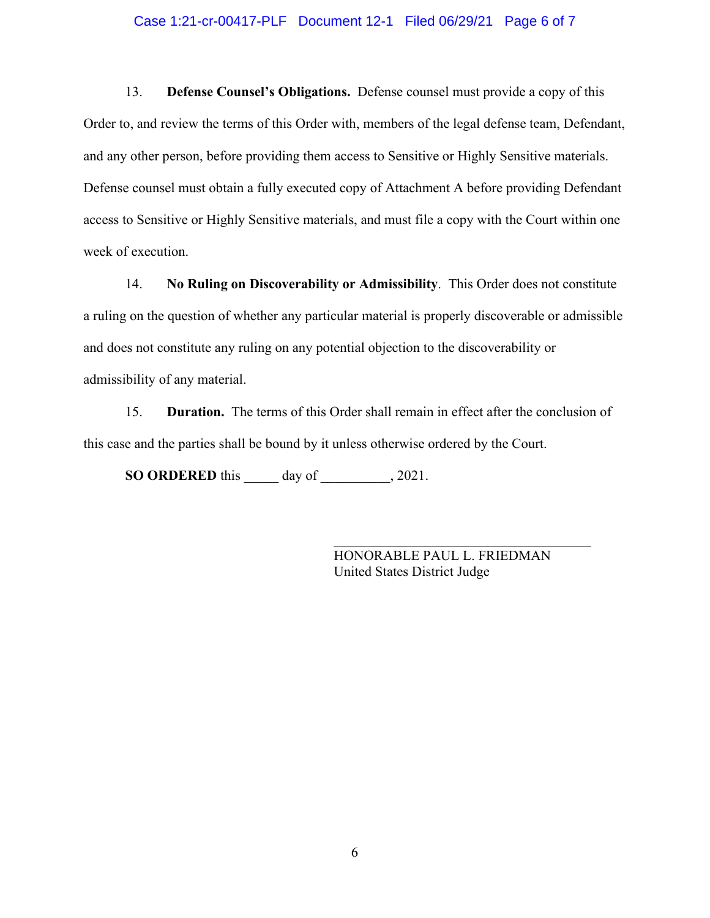13. **Defense Counsel's Obligations.** Defense counsel must provide a copy of this Order to, and review the terms of this Order with, members of the legal defense team, Defendant, and any other person, before providing them access to Sensitive or Highly Sensitive materials. Defense counsel must obtain a fully executed copy of Attachment A before providing Defendant access to Sensitive or Highly Sensitive materials, and must file a copy with the Court within one week of execution.

14. **No Ruling on Discoverability or Admissibility**. This Order does not constitute a ruling on the question of whether any particular material is properly discoverable or admissible and does not constitute any ruling on any potential objection to the discoverability or admissibility of any material.

15. **Duration.** The terms of this Order shall remain in effect after the conclusion of this case and the parties shall be bound by it unless otherwise ordered by the Court.

**SO ORDERED** this _____ day of __________, 2021.

\_\_\_\_\_\_\_\_\_\_\_\_\_\_\_\_\_\_\_\_\_\_\_\_\_\_\_\_\_\_\_\_\_\_\_\_\_\_
HONORABLE PAUL L. FRIEDMAN
United States District Judge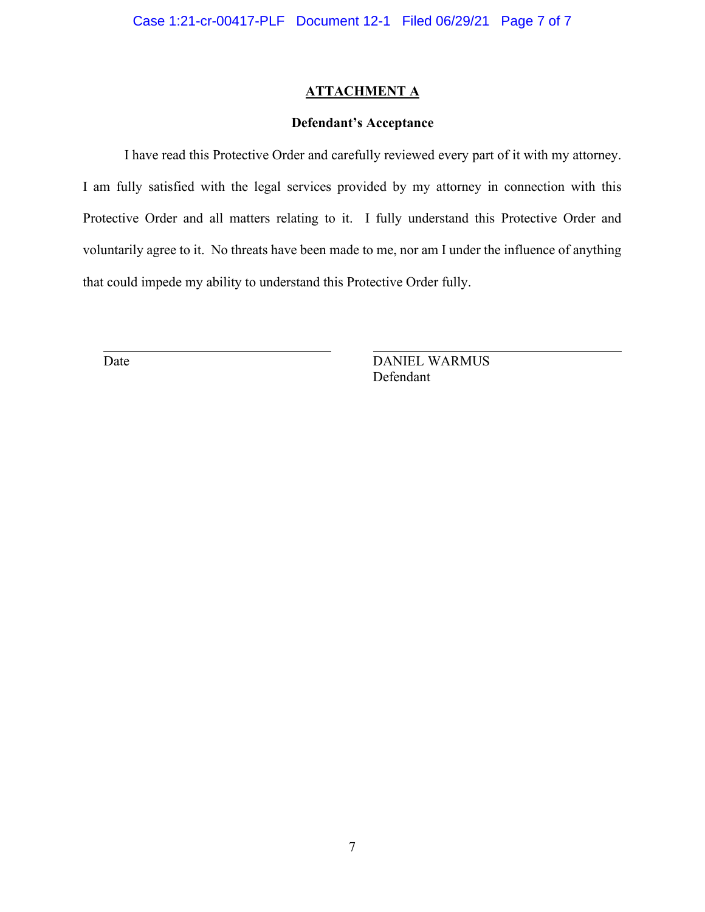## ATTACHMENT A

### Defendant's Acceptance

I have read this Protective Order and carefully reviewed every part of it with my attorney. I am fully satisfied with the legal services provided by my attorney in connection with this Protective Order and all matters relating to it. I fully understand this Protective Order and voluntarily agree to it. No threats have been made to me, nor am I under the influence of anything that could impede my ability to understand this Protective Order fully.

\_\_\_\_\_\_\_\_\_\_\_\_\_\_\_\_\_\_\_\_\_\_\_\_\_\_\_\_\_\_
Date

\_\_\_\_\_\_\_\_\_\_\_\_\_\_\_\_\_\_\_\_\_\_\_\_\_\_\_\_\_\_
DANIEL WARMUS
Defendant